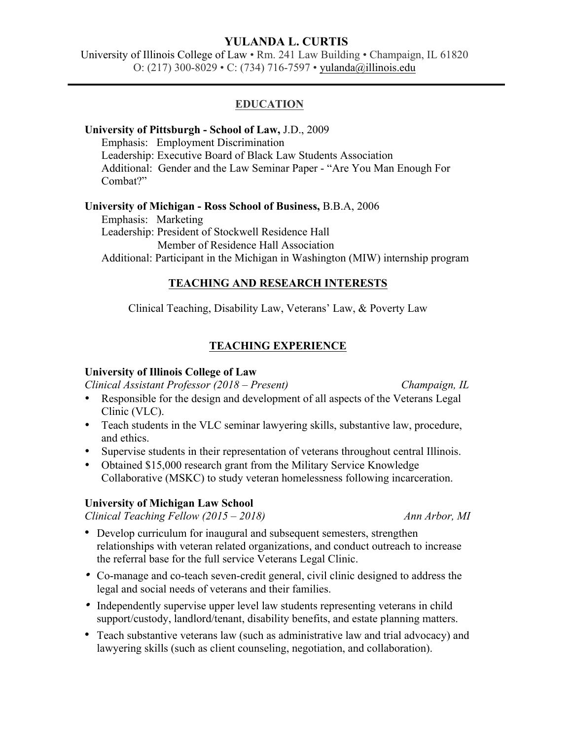# YULANDA L. CURTIS

University of Illinois College of Law • Rm. 241 Law Building • Champaign, IL 61820
O: (217) 300-8029 • C: (734) 716-7597 • yulanda@illinois.edu

---

## EDUCATION

**University of Pittsburgh - School of Law,** J.D., 2009
Emphasis: Employment Discrimination
Leadership: Executive Board of Black Law Students Association
Additional: Gender and the Law Seminar Paper - "Are You Man Enough For Combat?"

**University of Michigan - Ross School of Business,** B.B.A, 2006
Emphasis: Marketing
Leadership: President of Stockwell Residence Hall
Member of Residence Hall Association
Additional: Participant in the Michigan in Washington (MIW) internship program

## TEACHING AND RESEARCH INTERESTS

Clinical Teaching, Disability Law, Veterans' Law, & Poverty Law

## TEACHING EXPERIENCE

**University of Illinois College of Law**
*Clinical Assistant Professor (2018 – Present)* *Champaign, IL*

- Responsible for the design and development of all aspects of the Veterans Legal Clinic (VLC).
- Teach students in the VLC seminar lawyering skills, substantive law, procedure, and ethics.
- Supervise students in their representation of veterans throughout central Illinois.
- Obtained $15,000 research grant from the Military Service Knowledge Collaborative (MSKC) to study veteran homelessness following incarceration.

**University of Michigan Law School**
*Clinical Teaching Fellow (2015 – 2018)* *Ann Arbor, MI*

- Develop curriculum for inaugural and subsequent semesters, strengthen relationships with veteran related organizations, and conduct outreach to increase the referral base for the full service Veterans Legal Clinic.
- Co-manage and co-teach seven-credit general, civil clinic designed to address the legal and social needs of veterans and their families.
- Independently supervise upper level law students representing veterans in child support/custody, landlord/tenant, disability benefits, and estate planning matters.
- Teach substantive veterans law (such as administrative law and trial advocacy) and lawyering skills (such as client counseling, negotiation, and collaboration).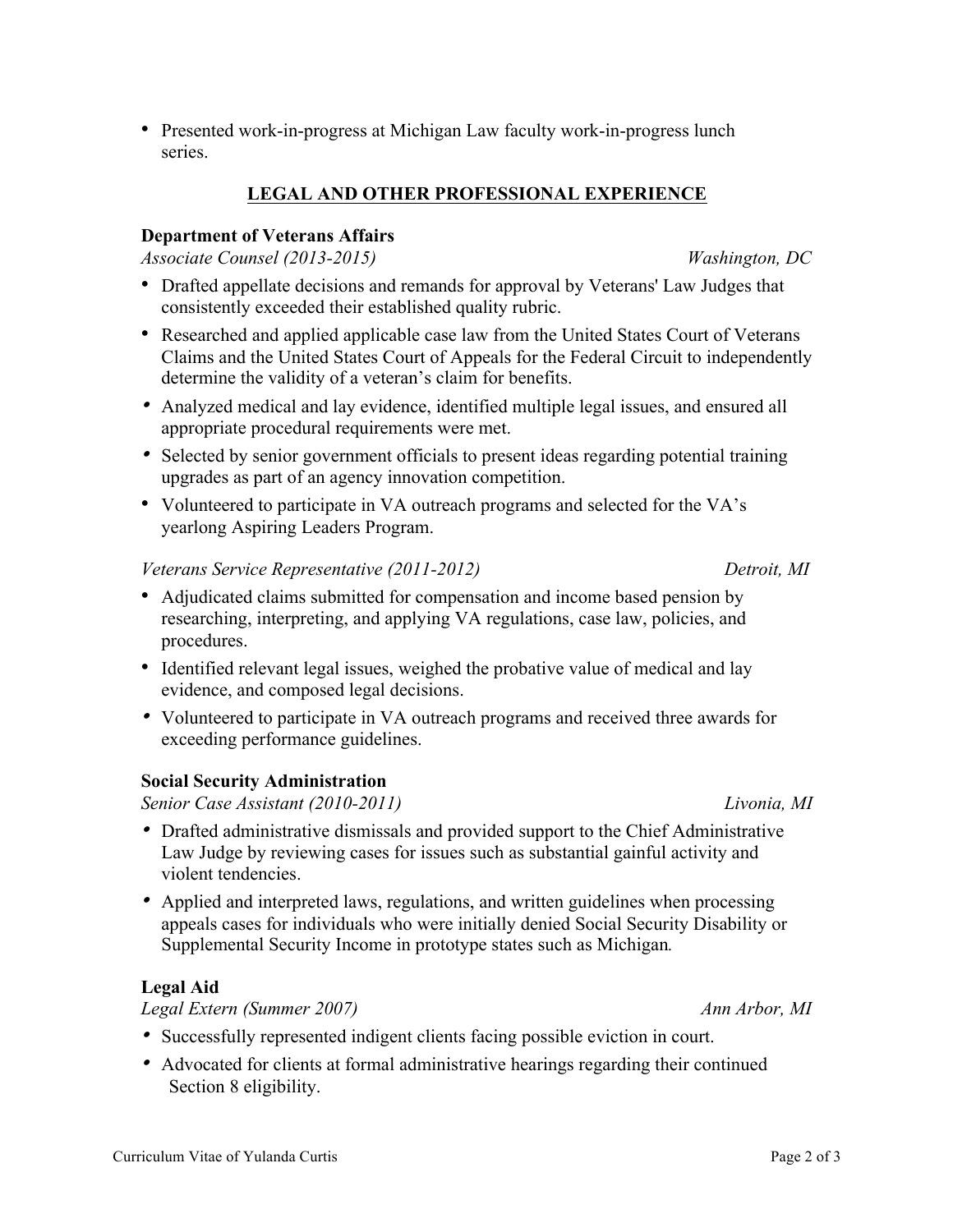- Presented work-in-progress at Michigan Law faculty work-in-progress lunch series.

## LEGAL AND OTHER PROFESSIONAL EXPERIENCE

**Department of Veterans Affairs**

*Associate Counsel (2013-2015)* *Washington, DC*

- Drafted appellate decisions and remands for approval by Veterans' Law Judges that consistently exceeded their established quality rubric.
- Researched and applied applicable case law from the United States Court of Veterans Claims and the United States Court of Appeals for the Federal Circuit to independently determine the validity of a veteran's claim for benefits.
- Analyzed medical and lay evidence, identified multiple legal issues, and ensured all appropriate procedural requirements were met.
- Selected by senior government officials to present ideas regarding potential training upgrades as part of an agency innovation competition.
- Volunteered to participate in VA outreach programs and selected for the VA's yearlong Aspiring Leaders Program.

*Veterans Service Representative (2011-2012)* *Detroit, MI*

- Adjudicated claims submitted for compensation and income based pension by researching, interpreting, and applying VA regulations, case law, policies, and procedures.
- Identified relevant legal issues, weighed the probative value of medical and lay evidence, and composed legal decisions.
- Volunteered to participate in VA outreach programs and received three awards for exceeding performance guidelines.

**Social Security Administration**

*Senior Case Assistant (2010-2011)* *Livonia, MI*

- Drafted administrative dismissals and provided support to the Chief Administrative Law Judge by reviewing cases for issues such as substantial gainful activity and violent tendencies.
- Applied and interpreted laws, regulations, and written guidelines when processing appeals cases for individuals who were initially denied Social Security Disability or Supplemental Security Income in prototype states such as Michigan.

**Legal Aid**

*Legal Extern (Summer 2007)* *Ann Arbor, MI*

- Successfully represented indigent clients facing possible eviction in court.
- Advocated for clients at formal administrative hearings regarding their continued Section 8 eligibility.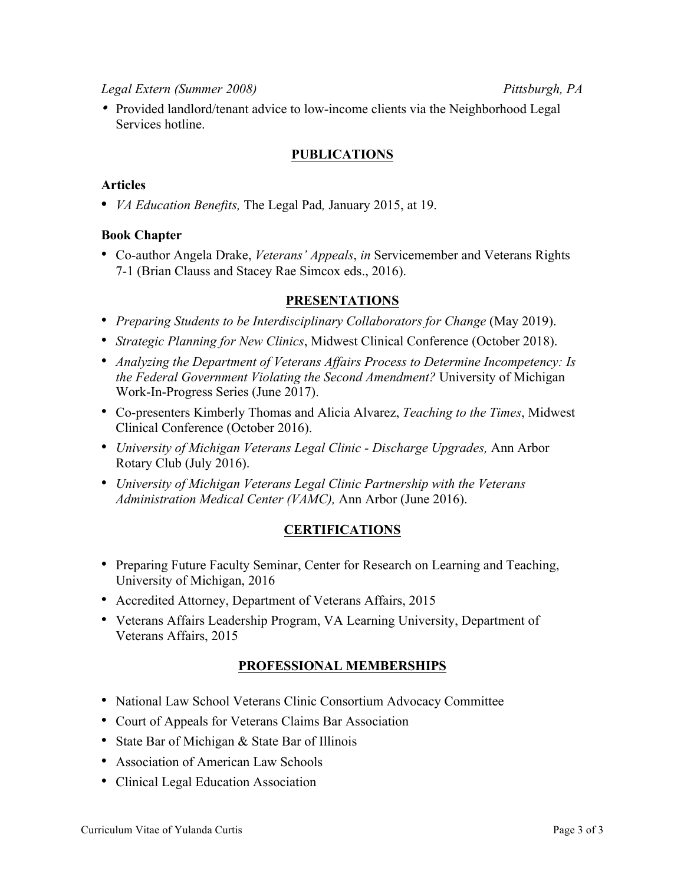*Legal Extern (Summer 2008)* *Pittsburgh, PA*

- Provided landlord/tenant advice to low-income clients via the Neighborhood Legal Services hotline.

## PUBLICATIONS

### Articles

- *VA Education Benefits,* The Legal Pad*,* January 2015, at 19.

### Book Chapter

- Co-author Angela Drake, *Veterans' Appeals*, *in* Servicemember and Veterans Rights 7-1 (Brian Clauss and Stacey Rae Simcox eds., 2016).

## PRESENTATIONS

- *Preparing Students to be Interdisciplinary Collaborators for Change* (May 2019).
- *Strategic Planning for New Clinics*, Midwest Clinical Conference (October 2018).
- *Analyzing the Department of Veterans Affairs Process to Determine Incompetency: Is the Federal Government Violating the Second Amendment?* University of Michigan Work-In-Progress Series (June 2017).
- Co-presenters Kimberly Thomas and Alicia Alvarez, *Teaching to the Times*, Midwest Clinical Conference (October 2016).
- *University of Michigan Veterans Legal Clinic - Discharge Upgrades,* Ann Arbor Rotary Club (July 2016).
- *University of Michigan Veterans Legal Clinic Partnership with the Veterans Administration Medical Center (VAMC),* Ann Arbor (June 2016).

## CERTIFICATIONS

- Preparing Future Faculty Seminar, Center for Research on Learning and Teaching, University of Michigan, 2016
- Accredited Attorney, Department of Veterans Affairs, 2015
- Veterans Affairs Leadership Program, VA Learning University, Department of Veterans Affairs, 2015

## PROFESSIONAL MEMBERSHIPS

- National Law School Veterans Clinic Consortium Advocacy Committee
- Court of Appeals for Veterans Claims Bar Association
- State Bar of Michigan & State Bar of Illinois
- Association of American Law Schools
- Clinical Legal Education Association